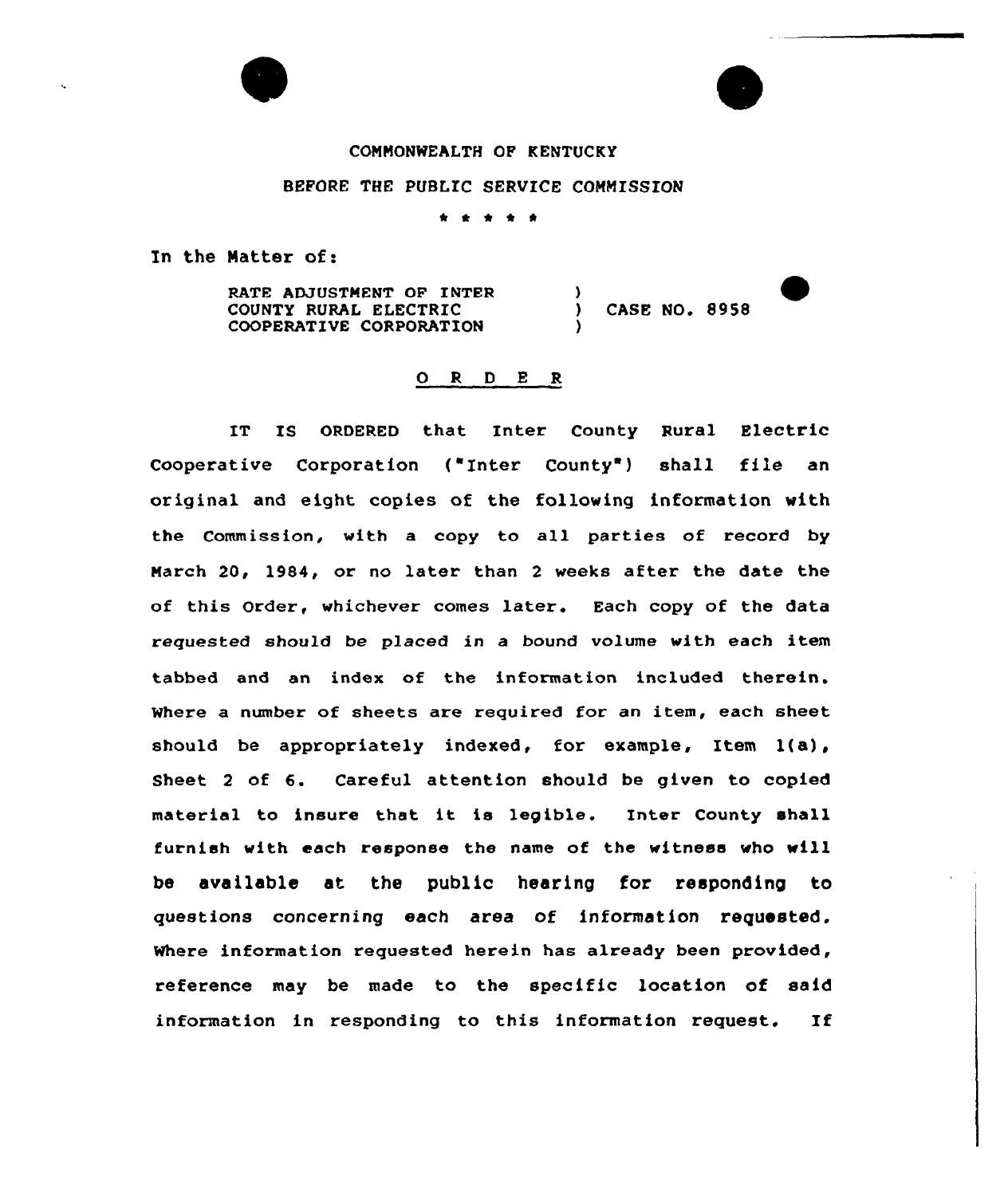COMMONWEALTH OF KENTUCKY

BEFORE THE PUBLIC SERVICE COMMISSION

\* \* \* \* \*

In the Matter of:

| | | |
|---|---|---|
| RATE ADJUSTMENT OF INTER COUNTY RURAL ELECTRIC COOPERATIVE CORPORATION | ) ) ) | CASE NO. 8958 |

O R D E R

IT IS ORDERED that Inter County Rural Electric Cooperative Corporation ("Inter County") shall file an original and eight copies of the following information with the Commission, with a copy to all parties of record by March 20, 1984, or no later than 2 weeks after the date the of this Order, whichever comes later. Each copy of the data requested should be placed in a bound volume with each item tabbed and an index of the information included therein. Where a number of sheets are required for an item, each sheet should be appropriately indexed, for example, Item 1(a), Sheet 2 of 6. Careful attention should be given to copied material to insure that it is legible. Inter County shall furnish with each response the name of the witness who will be available at the public hearing for responding to questions concerning each area of information requested. Where information requested herein has already been provided, reference may be made to the specific location of said information in responding to this information request. If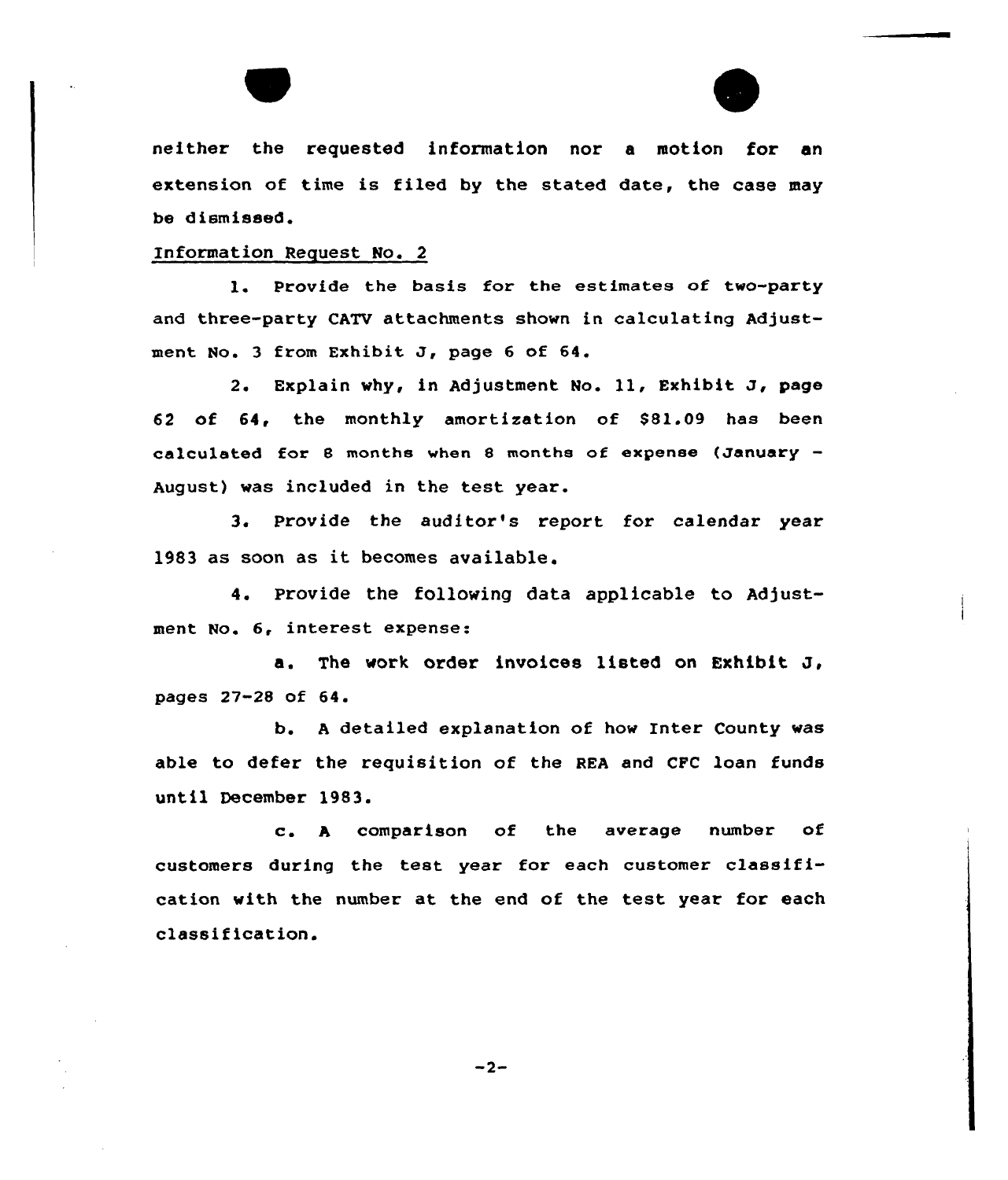neither the requested information nor a motion for an extension of time is filed by the stated date, the case may be dismissed.

Information Request No. 2

1. Provide the basis for the estimates of two-party and three-party CATV attachments shown in calculating Adjustment No. 3 from Exhibit J, page 6 of 64.

2. Explain why, in Adjustment No. 11, Exhibit J, page 62 of 64, the monthly amortization of $81.09 has been calculated for 8 months when 8 months of expense (January - August) was included in the test year.

3. Provide the auditor's report for calendar year 1983 as soon as it becomes available.

4. Provide the following data applicable to Adjustment No. 6, interest expense:

a. The work order invoices listed on Exhibit J, pages 27-28 of 64.

b. A detailed explanation of how Inter County was able to defer the requisition of the REA and CFC loan funds until December 1983.

c. A comparison of the average number of customers during the test year for each customer classification with the number at the end of the test year for each classification.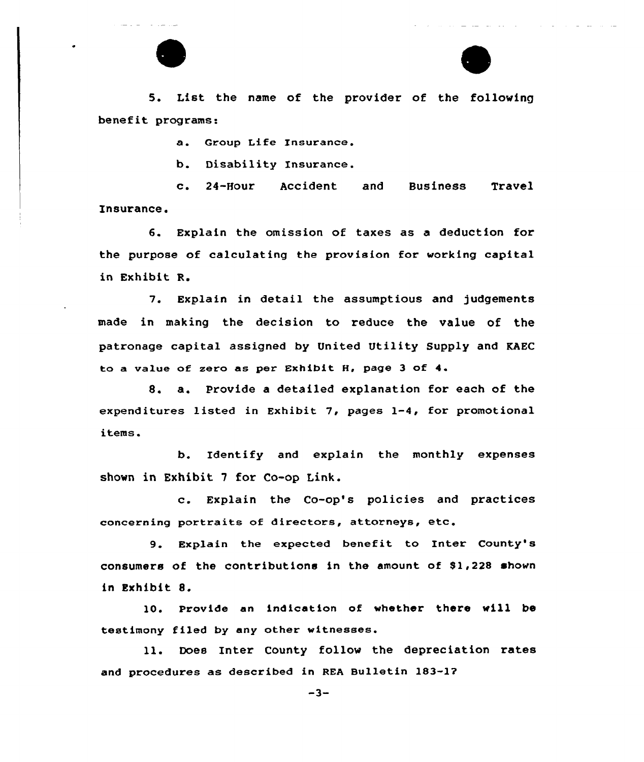5. List the name of the provider of the following benefit programs:

a. Group Life Insurance.

b. Disability Insurance.

c. 24-Hour Accident and Business Travel Insurance.

6. Explain the omission of taxes as a deduction for the purpose of calculating the provision for working capital in Exhibit R.

7. Explain in detail the assumptious and judgements made in making the decision to reduce the value of the patronage capital assigned by United Utility Supply and KAEC to a value of zero as per Exhibit H, page 3 of 4.

8. a. Provide a detailed explanation for each of the expenditures listed in Exhibit 7, pages 1-4, for promotional items.

b. Identify and explain the monthly expenses shown in Exhibit 7 for Co-op Link.

c. Explain the Co-op's policies and practices concerning portraits of directors, attorneys, etc.

9. Explain the expected benefit to Inter County's consumers of the contributions in the amount of $1,228 shown in Exhibit 8.

10. Provide an indication of whether there will be testimony filed by any other witnesses.

11. Does Inter County follow the depreciation rates and procedures as described in REA Bulletin 183-1?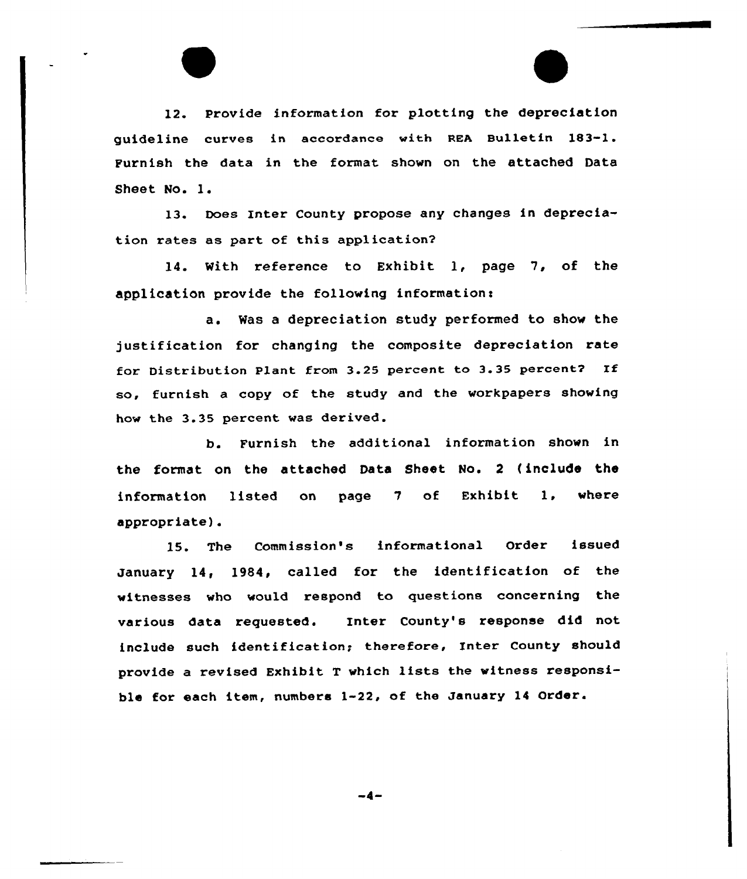12. Provide information for plotting the depreciation guideline curves in accordance with REA Bulletin 183-1. Furnish the data in the format shown on the attached Data Sheet No. 1.

13. Does Inter County propose any changes in depreciation rates as part of this application?

14. With reference to Exhibit 1, page 7, of the application provide the following information:

a. Was a depreciation study performed to show the justification for changing the composite depreciation rate for Distribution Plant from 3.25 percent to 3.35 percent? If so, furnish a copy of the study and the workpapers showing how the 3.35 percent was derived.

b. Furnish the additional information shown in the format on the attached Data Sheet No. 2 (include the information listed on page 7 of Exhibit 1, where appropriate).

15. The Commission's informational Order issued January 14, 1984, called for the identification of the witnesses who would respond to questions concerning the various data requested. Inter County's response did not include such identification; therefore, Inter County should provide a revised Exhibit T which lists the witness responsible for each item, numbers 1-22, of the January 14 Order.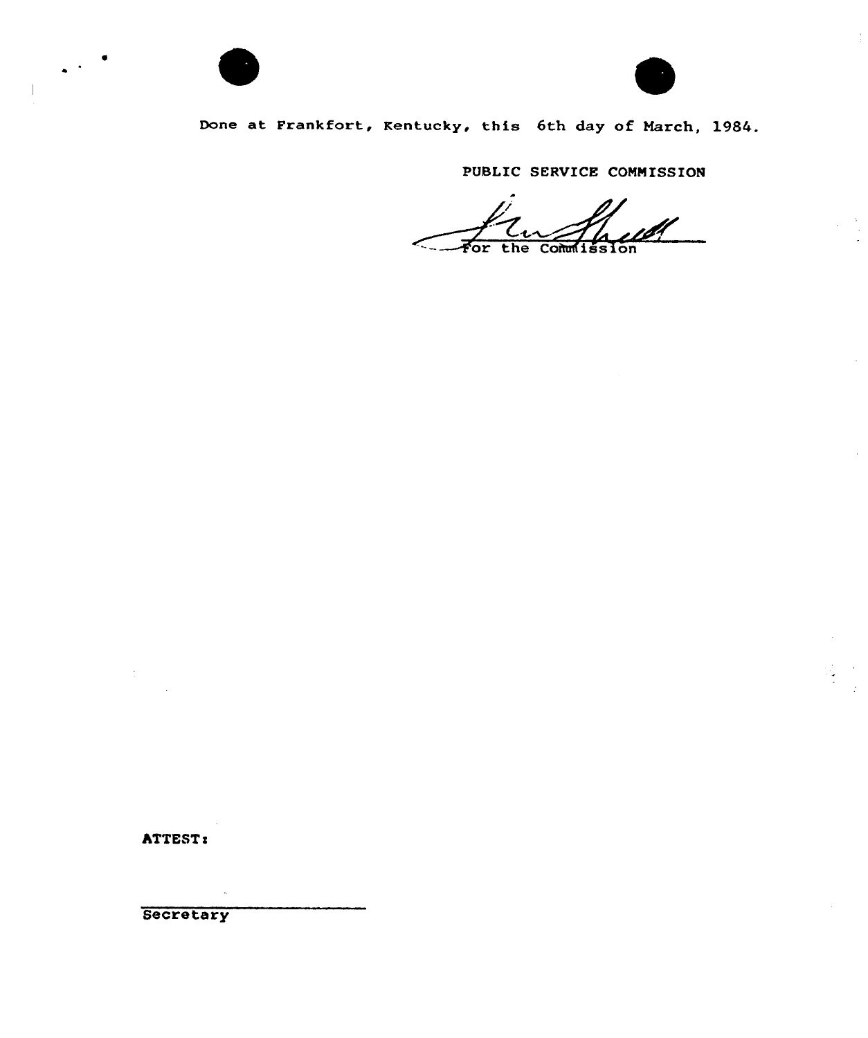Done at Frankfort, Kentucky, this 6th day of March, 1984.

PUBLIC SERVICE COMMISSION

For the Commission

ATTEST:

Secretary